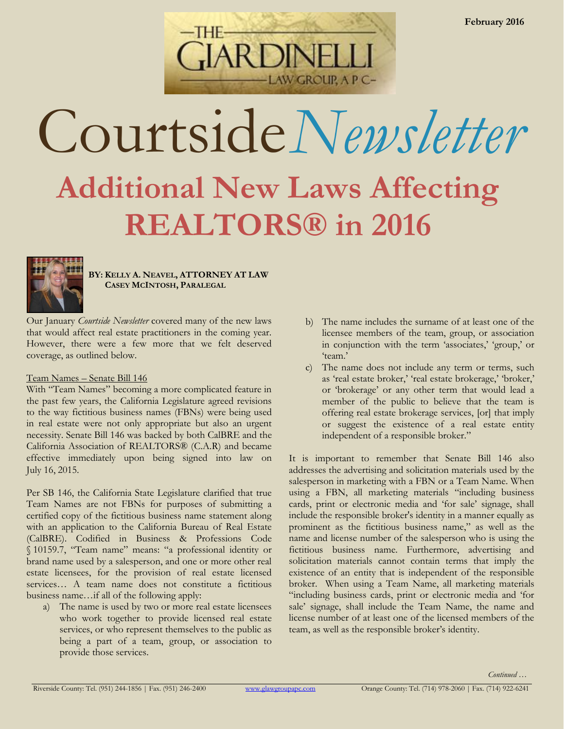February 2016

# Courtside *Newsletter*

# Additional New Laws Affecting REALTORS® in 2016

**BY: KELLY A. NEAVEL, ATTORNEY AT LAW**
**CASEY MCINTOSH, PARALEGAL**

Our January *Courtside Newsletter* covered many of the new laws that would affect real estate practitioners in the coming year. However, there were a few more that we felt deserved coverage, as outlined below.

Team Names – Senate Bill 146

With "Team Names" becoming a more complicated feature in the past few years, the California Legislature agreed revisions to the way fictitious business names (FBNs) were being used in real estate were not only appropriate but also an urgent necessity. Senate Bill 146 was backed by both CalBRE and the California Association of REALTORS® (C.A.R) and became effective immediately upon being signed into law on July 16, 2015.

Per SB 146, the California State Legislature clarified that true Team Names are not FBNs for purposes of submitting a certified copy of the fictitious business name statement along with an application to the California Bureau of Real Estate (CalBRE). Codified in Business & Professions Code § 10159.7, "Team name" means: "a professional identity or brand name used by a salesperson, and one or more other real estate licensees, for the provision of real estate licensed services… A team name does not constitute a fictitious business name…if all of the following apply:

a) The name is used by two or more real estate licensees who work together to provide licensed real estate services, or who represent themselves to the public as being a part of a team, group, or association to provide those services.
b) The name includes the surname of at least one of the licensee members of the team, group, or association in conjunction with the term 'associates,' 'group,' or 'team.'
c) The name does not include any term or terms, such as 'real estate broker,' 'real estate brokerage,' 'broker,' or 'brokerage' or any other term that would lead a member of the public to believe that the team is offering real estate brokerage services, [or] that imply or suggest the existence of a real estate entity independent of a responsible broker."

It is important to remember that Senate Bill 146 also addresses the advertising and solicitation materials used by the salesperson in marketing with a FBN or a Team Name. When using a FBN, all marketing materials "including business cards, print or electronic media and 'for sale' signage, shall include the responsible broker's identity in a manner equally as prominent as the fictitious business name," as well as the name and license number of the salesperson who is using the fictitious business name. Furthermore, advertising and solicitation materials cannot contain terms that imply the existence of an entity that is independent of the responsible broker. When using a Team Name, all marketing materials "including business cards, print or electronic media and 'for sale' signage, shall include the Team Name, the name and license number of at least one of the licensed members of the team, as well as the responsible broker's identity.

*Continued …*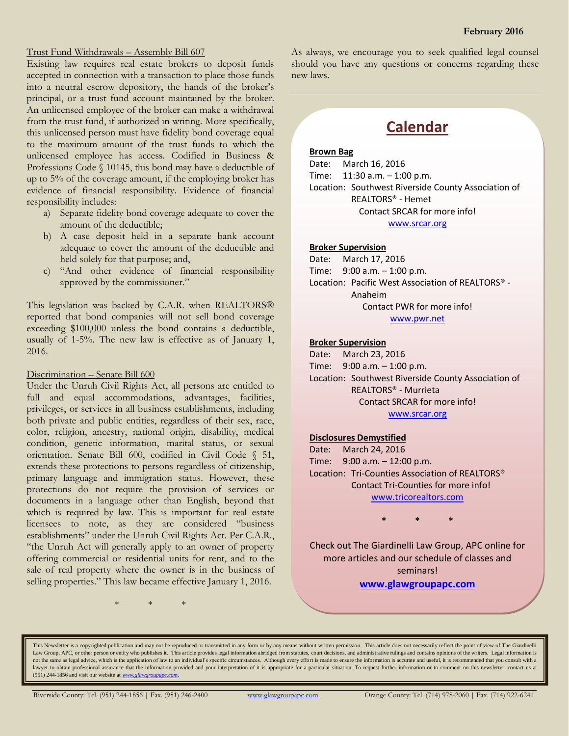### Trust Fund Withdrawals – Assembly Bill 607

Existing law requires real estate brokers to deposit funds accepted in connection with a transaction to place those funds into a neutral escrow depository, the hands of the broker's principal, or a trust fund account maintained by the broker. An unlicensed employee of the broker can make a withdrawal from the trust fund, if authorized in writing. More specifically, this unlicensed person must have fidelity bond coverage equal to the maximum amount of the trust funds to which the unlicensed employee has access. Codified in Business & Professions Code § 10145, this bond may have a deductible of up to 5% of the coverage amount, if the employing broker has evidence of financial responsibility. Evidence of financial responsibility includes:

a) Separate fidelity bond coverage adequate to cover the amount of the deductible;
b) A case deposit held in a separate bank account adequate to cover the amount of the deductible and held solely for that purpose; and,
c) "And other evidence of financial responsibility approved by the commissioner."

This legislation was backed by C.A.R. when REALTORS® reported that bond companies will not sell bond coverage exceeding $100,000 unless the bond contains a deductible, usually of 1-5%. The new law is effective as of January 1, 2016.

### Discrimination – Senate Bill 600

Under the Unruh Civil Rights Act, all persons are entitled to full and equal accommodations, advantages, facilities, privileges, or services in all business establishments, including both private and public entities, regardless of their sex, race, color, religion, ancestry, national origin, disability, medical condition, genetic information, marital status, or sexual orientation. Senate Bill 600, codified in Civil Code § 51, extends these protections to persons regardless of citizenship, primary language and immigration status. However, these protections do not require the provision of services or documents in a language other than English, beyond that which is required by law. This is important for real estate licensees to note, as they are considered "business establishments" under the Unruh Civil Rights Act. Per C.A.R., "the Unruh Act will generally apply to an owner of property offering commercial or residential units for rent, and to the sale of real property where the owner is in the business of selling properties." This law became effective January 1, 2016.

\* \* \*

As always, we encourage you to seek qualified legal counsel should you have any questions or concerns regarding these new laws.

---

## Calendar

**Brown Bag**
Date: March 16, 2016
Time: 11:30 a.m. – 1:00 p.m.
Location: Southwest Riverside County Association of REALTORS® - Hemet
Contact SRCAR for more info!
www.srcar.org

**Broker Supervision**
Date: March 17, 2016
Time: 9:00 a.m. – 1:00 p.m.
Location: Pacific West Association of REALTORS® - Anaheim
Contact PWR for more info!
www.pwr.net

**Broker Supervision**
Date: March 23, 2016
Time: 9:00 a.m. – 1:00 p.m.
Location: Southwest Riverside County Association of REALTORS® - Murrieta
Contact SRCAR for more info!
www.srcar.org

**Disclosures Demystified**
Date: March 24, 2016
Time: 9:00 a.m. – 12:00 p.m.
Location: Tri-Counties Association of REALTORS®
Contact Tri-Counties for more info!
www.tricorealtors.com

\* \* \*

Check out The Giardinelli Law Group, APC online for more articles and our schedule of classes and seminars!

**www.glawgroupapc.com**

---

This Newsletter is a copyrighted publication and may not be reproduced or transmitted in any form or by any means without written permission. This article does not necessarily reflect the point of view of The Giardinelli Law Group, APC, or other person or entity who publishes it. This article provides legal information abridged from statutes, court decisions, and administrative rulings and contains opinions of the writers. Legal information is not the same as legal advice, which is the application of law to an individual's specific circumstances. Although every effort is made to ensure the information is accurate and useful, it is recommended that you consult with a lawyer to obtain professional assurance that the information provided and your interpretation of it is appropriate for a particular situation. To request further information or to comment on this newsletter, contact us at (951) 244-1856 and visit our website at *www.glawgroupapc.com*.

Riverside County: Tel. (951) 244-1856 | Fax. (951) 246-2400 www.glawgroupapc.com Orange County: Tel. (714) 978-2060 | Fax. (714) 922-6241